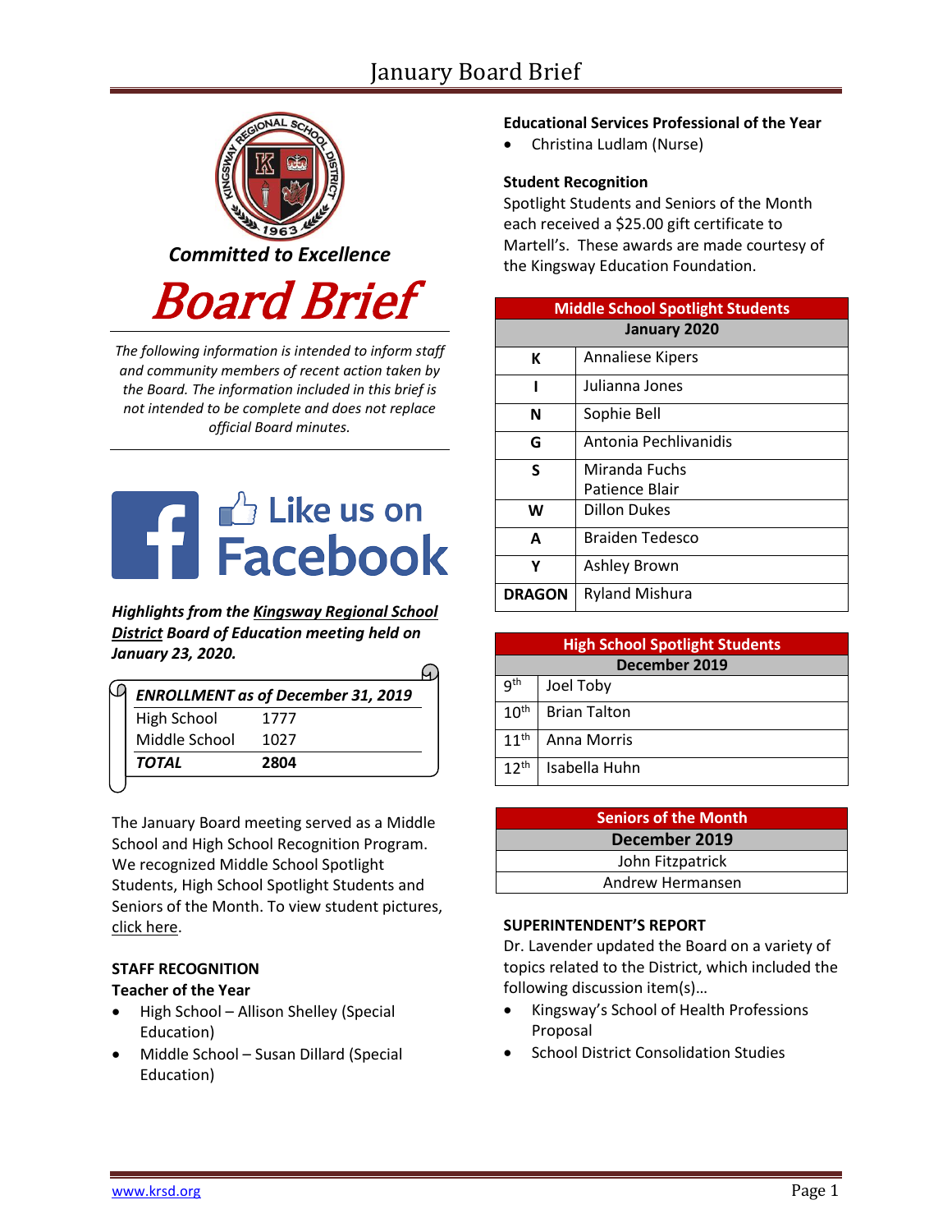# January Board Brief

***Committed to Excellence***

# Board Brief

*The following information is intended to inform staff and community members of recent action taken by the Board. The information included in this brief is not intended to be complete and does not replace official Board minutes.*

Like us on Facebook

***Highlights from the Kingsway Regional School District Board of Education meeting held on January 23, 2020.***

| ***ENROLLMENT as of December 31, 2019*** | |
|---|---|
| High School | 1777 |
| Middle School | 1027 |
| ***TOTAL*** | **2804** |

The January Board meeting served as a Middle School and High School Recognition Program. We recognized Middle School Spotlight Students, High School Spotlight Students and Seniors of the Month. To view student pictures, click here.

### STAFF RECOGNITION

**Teacher of the Year**

- High School – Allison Shelley (Special Education)
- Middle School – Susan Dillard (Special Education)

**Educational Services Professional of the Year**

- Christina Ludlam (Nurse)

**Student Recognition**

Spotlight Students and Seniors of the Month each received a $25.00 gift certificate to Martell's. These awards are made courtesy of the Kingsway Education Foundation.

| Middle School Spotlight Students | |
|---|---|
| **January 2020** | |
| **K** | Annaliese Kipers |
| **I** | Julianna Jones |
| **N** | Sophie Bell |
| **G** | Antonia Pechlivanidis |
| **S** | Miranda Fuchs<br>Patience Blair |
| **W** | Dillon Dukes |
| **A** | Braiden Tedesco |
| **Y** | Ashley Brown |
| **DRAGON** | Ryland Mishura |

| High School Spotlight Students | |
|---|---|
| **December 2019** | |
| 9th | Joel Toby |
| 10th | Brian Talton |
| 11th | Anna Morris |
| 12th | Isabella Huhn |

| Seniors of the Month |
|---|
| **December 2019** |
| John Fitzpatrick |
| Andrew Hermansen |

### SUPERINTENDENT'S REPORT

Dr. Lavender updated the Board on a variety of topics related to the District, which included the following discussion item(s)…

- Kingsway's School of Health Professions Proposal
- School District Consolidation Studies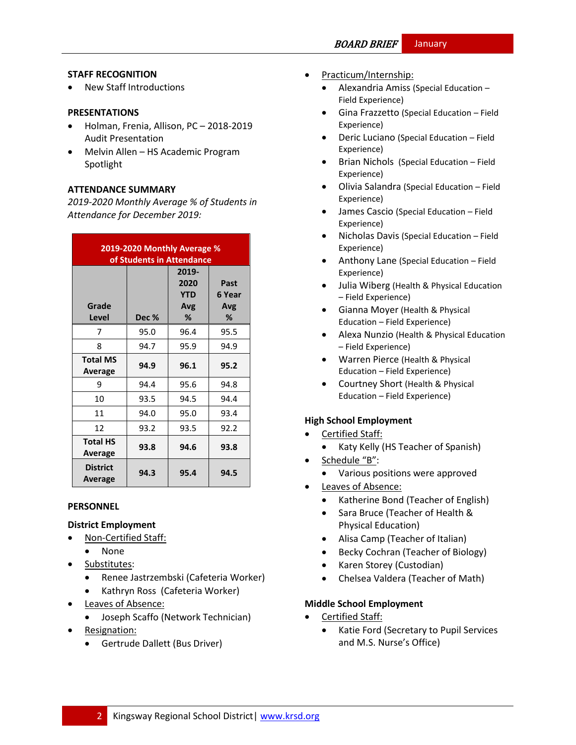## STAFF RECOGNITION

- New Staff Introductions

## PRESENTATIONS

- Holman, Frenia, Allison, PC – 2018-2019 Audit Presentation
- Melvin Allen – HS Academic Program Spotlight

## ATTENDANCE SUMMARY

*2019-2020 Monthly Average % of Students in Attendance for December 2019:*

| 2019-2020 Monthly Average % of Students in Attendance | | | |
|---|---|---|---|
| **Grade Level** | **Dec %** | **2019-2020 YTD Avg %** | **Past 6 Year Avg %** |
| 7 | 95.0 | 96.4 | 95.5 |
| 8 | 94.7 | 95.9 | 94.9 |
| **Total MS Average** | **94.9** | **96.1** | **95.2** |
| 9 | 94.4 | 95.6 | 94.8 |
| 10 | 93.5 | 94.5 | 94.4 |
| 11 | 94.0 | 95.0 | 93.4 |
| 12 | 93.2 | 93.5 | 92.2 |
| **Total HS Average** | **93.8** | **94.6** | **93.8** |
| **District Average** | **94.3** | **95.4** | **94.5** |

## PERSONNEL

### District Employment

- Non-Certified Staff:
  - None
- Substitutes:
  - Renee Jastrzembski (Cafeteria Worker)
  - Kathryn Ross (Cafeteria Worker)
- Leaves of Absence:
  - Joseph Scaffo (Network Technician)
- Resignation:
  - Gertrude Dallett (Bus Driver)
- Practicum/Internship:
  - Alexandria Amiss (Special Education – Field Experience)
  - Gina Frazzetto (Special Education – Field Experience)
  - Deric Luciano (Special Education – Field Experience)
  - Brian Nichols (Special Education – Field Experience)
  - Olivia Salandra (Special Education – Field Experience)
  - James Cascio (Special Education – Field Experience)
  - Nicholas Davis (Special Education – Field Experience)
  - Anthony Lane (Special Education – Field Experience)
  - Julia Wiberg (Health & Physical Education – Field Experience)
  - Gianna Moyer (Health & Physical Education – Field Experience)
  - Alexa Nunzio (Health & Physical Education – Field Experience)
  - Warren Pierce (Health & Physical Education – Field Experience)
  - Courtney Short (Health & Physical Education – Field Experience)

### High School Employment

- Certified Staff:
  - Katy Kelly (HS Teacher of Spanish)
- Schedule "B":
  - Various positions were approved
- Leaves of Absence:
  - Katherine Bond (Teacher of English)
  - Sara Bruce (Teacher of Health & Physical Education)
  - Alisa Camp (Teacher of Italian)
  - Becky Cochran (Teacher of Biology)
  - Karen Storey (Custodian)
  - Chelsea Valdera (Teacher of Math)

### Middle School Employment

- Certified Staff:
  - Katie Ford (Secretary to Pupil Services and M.S. Nurse's Office)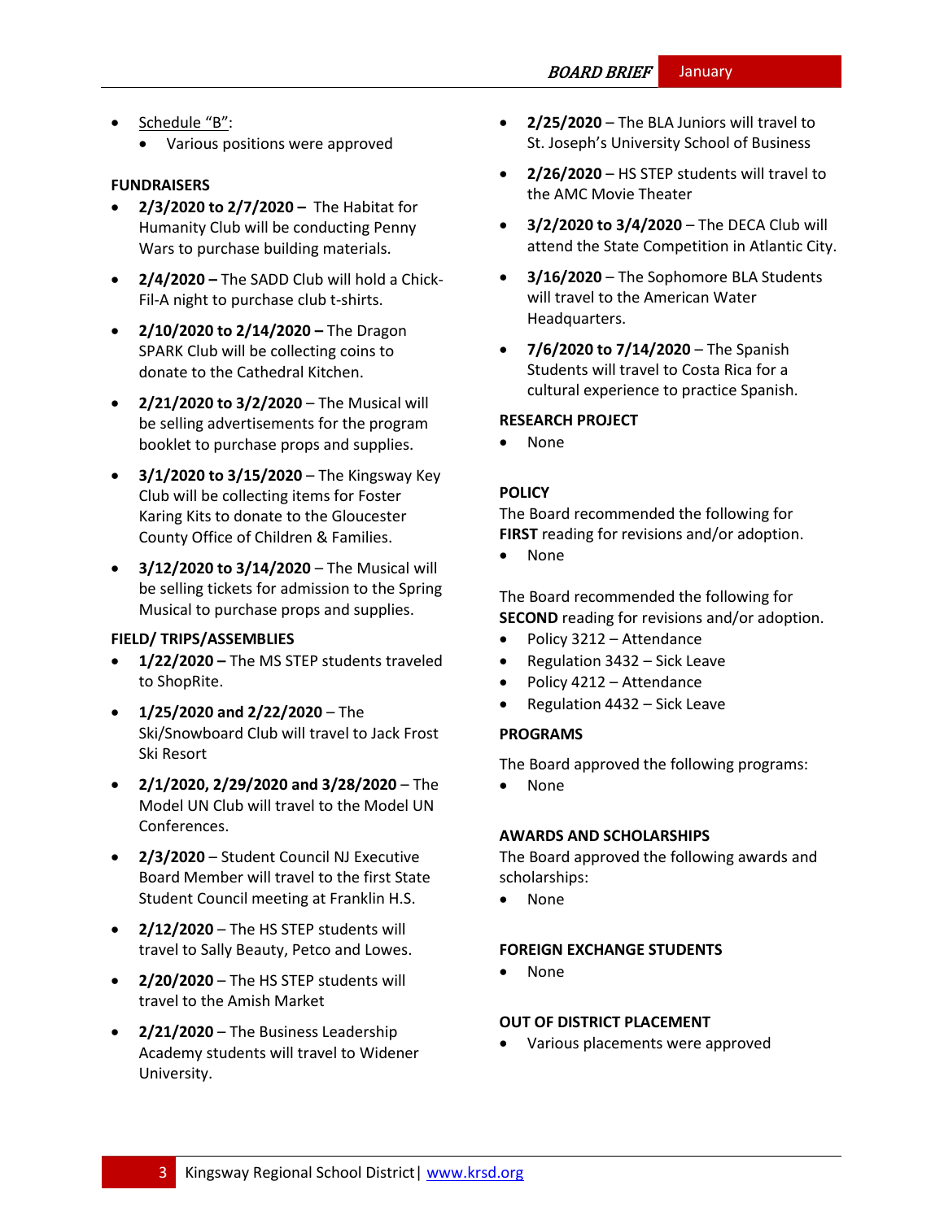- Schedule "B":
    - Various positions were approved

**FUNDRAISERS**

- **2/3/2020 to 2/7/2020 –** The Habitat for Humanity Club will be conducting Penny Wars to purchase building materials.
- **2/4/2020 –** The SADD Club will hold a Chick-Fil-A night to purchase club t-shirts.
- **2/10/2020 to 2/14/2020 –** The Dragon SPARK Club will be collecting coins to donate to the Cathedral Kitchen.
- **2/21/2020 to 3/2/2020** – The Musical will be selling advertisements for the program booklet to purchase props and supplies.
- **3/1/2020 to 3/15/2020** – The Kingsway Key Club will be collecting items for Foster Karing Kits to donate to the Gloucester County Office of Children & Families.
- **3/12/2020 to 3/14/2020** – The Musical will be selling tickets for admission to the Spring Musical to purchase props and supplies.

**FIELD/ TRIPS/ASSEMBLIES**

- **1/22/2020 –** The MS STEP students traveled to ShopRite.
- **1/25/2020 and 2/22/2020** – The Ski/Snowboard Club will travel to Jack Frost Ski Resort
- **2/1/2020, 2/29/2020 and 3/28/2020** – The Model UN Club will travel to the Model UN Conferences.
- **2/3/2020** – Student Council NJ Executive Board Member will travel to the first State Student Council meeting at Franklin H.S.
- **2/12/2020** – The HS STEP students will travel to Sally Beauty, Petco and Lowes.
- **2/20/2020** – The HS STEP students will travel to the Amish Market
- **2/21/2020** – The Business Leadership Academy students will travel to Widener University.
- **2/25/2020** – The BLA Juniors will travel to St. Joseph's University School of Business
- **2/26/2020** – HS STEP students will travel to the AMC Movie Theater
- **3/2/2020 to 3/4/2020** – The DECA Club will attend the State Competition in Atlantic City.
- **3/16/2020** – The Sophomore BLA Students will travel to the American Water Headquarters.
- **7/6/2020 to 7/14/2020** – The Spanish Students will travel to Costa Rica for a cultural experience to practice Spanish.

**RESEARCH PROJECT**

- None

**POLICY**

The Board recommended the following for **FIRST** reading for revisions and/or adoption.

- None

The Board recommended the following for **SECOND** reading for revisions and/or adoption.

- Policy 3212 – Attendance
- Regulation 3432 – Sick Leave
- Policy 4212 – Attendance
- Regulation 4432 – Sick Leave

**PROGRAMS**

The Board approved the following programs:

- None

**AWARDS AND SCHOLARSHIPS**

The Board approved the following awards and scholarships:

- None

**FOREIGN EXCHANGE STUDENTS**

- None

**OUT OF DISTRICT PLACEMENT**

- Various placements were approved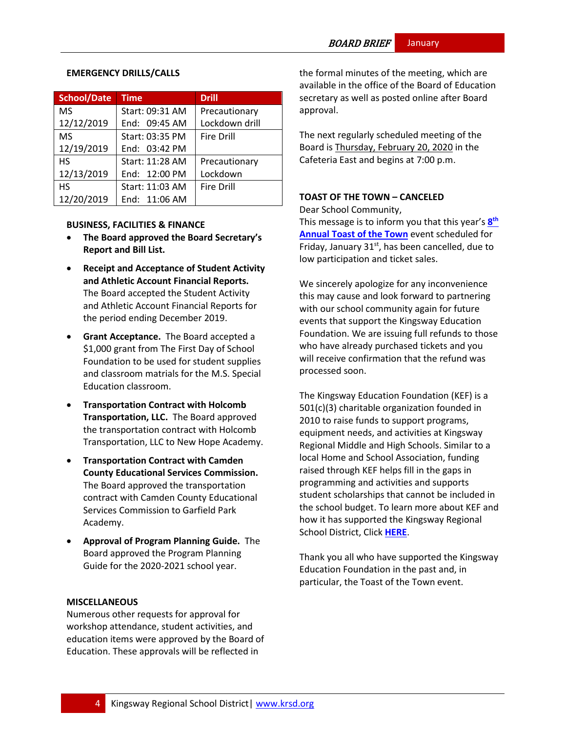#### EMERGENCY DRILLS/CALLS

| School/Date | Time | Drill |
|---|---|---|
| MS 12/12/2019 | Start: 09:31 AM End: 09:45 AM | Precautionary Lockdown drill |
| MS 12/19/2019 | Start: 03:35 PM End: 03:42 PM | Fire Drill |
| HS 12/13/2019 | Start: 11:28 AM End: 12:00 PM | Precautionary Lockdown |
| HS 12/20/2019 | Start: 11:03 AM End: 11:06 AM | Fire Drill |

#### BUSINESS, FACILITIES & FINANCE

- **The Board approved the Board Secretary's Report and Bill List.**
- **Receipt and Acceptance of Student Activity and Athletic Account Financial Reports.** The Board accepted the Student Activity and Athletic Account Financial Reports for the period ending December 2019.
- **Grant Acceptance.** The Board accepted a $1,000 grant from The First Day of School Foundation to be used for student supplies and classroom matrials for the M.S. Special Education classroom.
- **Transportation Contract with Holcomb Transportation, LLC.** The Board approved the transportation contract with Holcomb Transportation, LLC to New Hope Academy.
- **Transportation Contract with Camden County Educational Services Commission.** The Board approved the transportation contract with Camden County Educational Services Commission to Garfield Park Academy.
- **Approval of Program Planning Guide.** The Board approved the Program Planning Guide for the 2020-2021 school year.

#### MISCELLANEOUS

Numerous other requests for approval for workshop attendance, student activities, and education items were approved by the Board of Education. These approvals will be reflected in the formal minutes of the meeting, which are available in the office of the Board of Education secretary as well as posted online after Board approval.

The next regularly scheduled meeting of the Board is Thursday, February 20, 2020 in the Cafeteria East and begins at 7:00 p.m.

#### TOAST OF THE TOWN – CANCELED

Dear School Community,

This message is to inform you that this year's **8th Annual Toast of the Town** event scheduled for Friday, January 31st, has been cancelled, due to low participation and ticket sales.

We sincerely apologize for any inconvenience this may cause and look forward to partnering with our school community again for future events that support the Kingsway Education Foundation. We are issuing full refunds to those who have already purchased tickets and you will receive confirmation that the refund was processed soon.

The Kingsway Education Foundation (KEF) is a 501(c)(3) charitable organization founded in 2010 to raise funds to support programs, equipment needs, and activities at Kingsway Regional Middle and High Schools. Similar to a local Home and School Association, funding raised through KEF helps fill in the gaps in programming and activities and supports student scholarships that cannot be included in the school budget. To learn more about KEF and how it has supported the Kingsway Regional School District, Click **HERE**.

Thank you all who have supported the Kingsway Education Foundation in the past and, in particular, the Toast of the Town event.